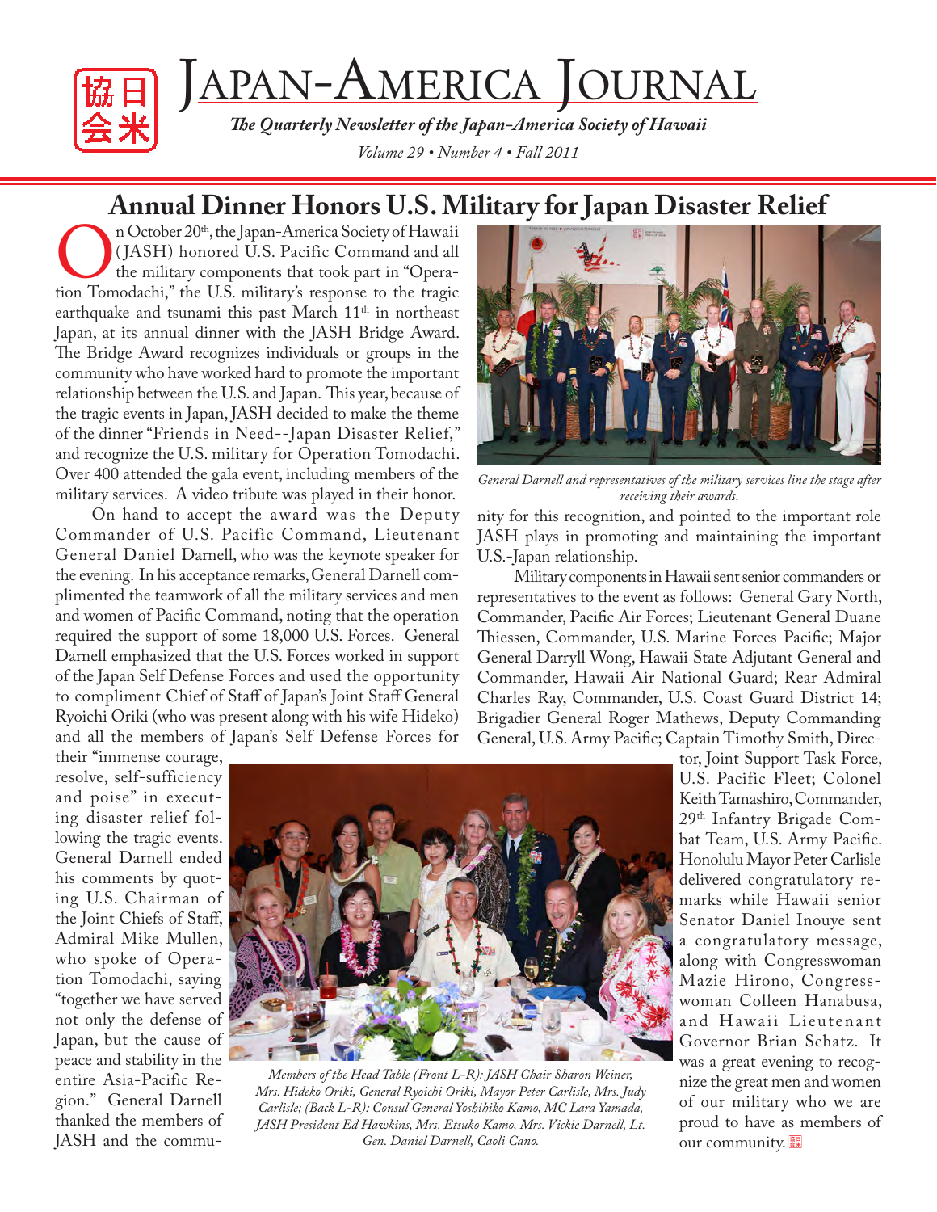# Japan-America Journal

*The Quarterly Newsletter of the Japan-America Society of Hawaii*

*Volume 29 • Number 4 • Fall 2011*

## Annual Dinner Honors U.S. Military for Japan Disaster Relief

On October 20th, the Japan-America Society of Hawaii (JASH) honored U.S. Pacific Command and all the military components that took part in "Operation Tomodachi," the U.S. military's response to the tragic earthquake and tsunami this past March 11th in northeast Japan, at its annual dinner with the JASH Bridge Award. The Bridge Award recognizes individuals or groups in the community who have worked hard to promote the important relationship between the U.S. and Japan. This year, because of the tragic events in Japan, JASH decided to make the theme of the dinner "Friends in Need--Japan Disaster Relief," and recognize the U.S. military for Operation Tomodachi. Over 400 attended the gala event, including members of the military services. A video tribute was played in their honor.

On hand to accept the award was the Deputy Commander of U.S. Pacific Command, Lieutenant General Daniel Darnell, who was the keynote speaker for the evening. In his acceptance remarks, General Darnell complimented the teamwork of all the military services and men and women of Pacific Command, noting that the operation required the support of some 18,000 U.S. Forces. General Darnell emphasized that the U.S. Forces worked in support of the Japan Self Defense Forces and used the opportunity to compliment Chief of Staff of Japan's Joint Staff General Ryoichi Oriki (who was present along with his wife Hideko) and all the members of Japan's Self Defense Forces for their "immense courage, resolve, self-sufficiency and poise" in executing disaster relief following the tragic events. General Darnell ended his comments by quoting U.S. Chairman of the Joint Chiefs of Staff, Admiral Mike Mullen, who spoke of Operation Tomodachi, saying "together we have served not only the defense of Japan, but the cause of peace and stability in the entire Asia-Pacific Region." General Darnell thanked the members of JASH and the community for this recognition, and pointed to the important role JASH plays in promoting and maintaining the important U.S.-Japan relationship.

*General Darnell and representatives of the military services line the stage after receiving their awards.*

Military components in Hawaii sent senior commanders or representatives to the event as follows: General Gary North, Commander, Pacific Air Forces; Lieutenant General Duane Thiessen, Commander, U.S. Marine Forces Pacific; Major General Darryll Wong, Hawaii State Adjutant General and Commander, Hawaii Air National Guard; Rear Admiral Charles Ray, Commander, U.S. Coast Guard District 14; Brigadier General Roger Mathews, Deputy Commanding General, U.S. Army Pacific; Captain Timothy Smith, Director, Joint Support Task Force, U.S. Pacific Fleet; Colonel Keith Tamashiro, Commander, 29th Infantry Brigade Combat Team, U.S. Army Pacific. Honolulu Mayor Peter Carlisle delivered congratulatory remarks while Hawaii senior Senator Daniel Inouye sent a congratulatory message, along with Congresswoman Mazie Hirono, Congresswoman Colleen Hanabusa, and Hawaii Lieutenant Governor Brian Schatz. It was a great evening to recognize the great men and women of our military who we are proud to have as members of our community.

*Members of the Head Table (Front L-R): JASH Chair Sharon Weiner, Mrs. Hideko Oriki, General Ryoichi Oriki, Mayor Peter Carlisle, Mrs. Judy Carlisle; (Back L-R): Consul General Yoshihiko Kamo, MC Lara Yamada, JASH President Ed Hawkins, Mrs. Etsuko Kamo, Mrs. Vickie Darnell, Lt. Gen. Daniel Darnell, Caoli Cano.*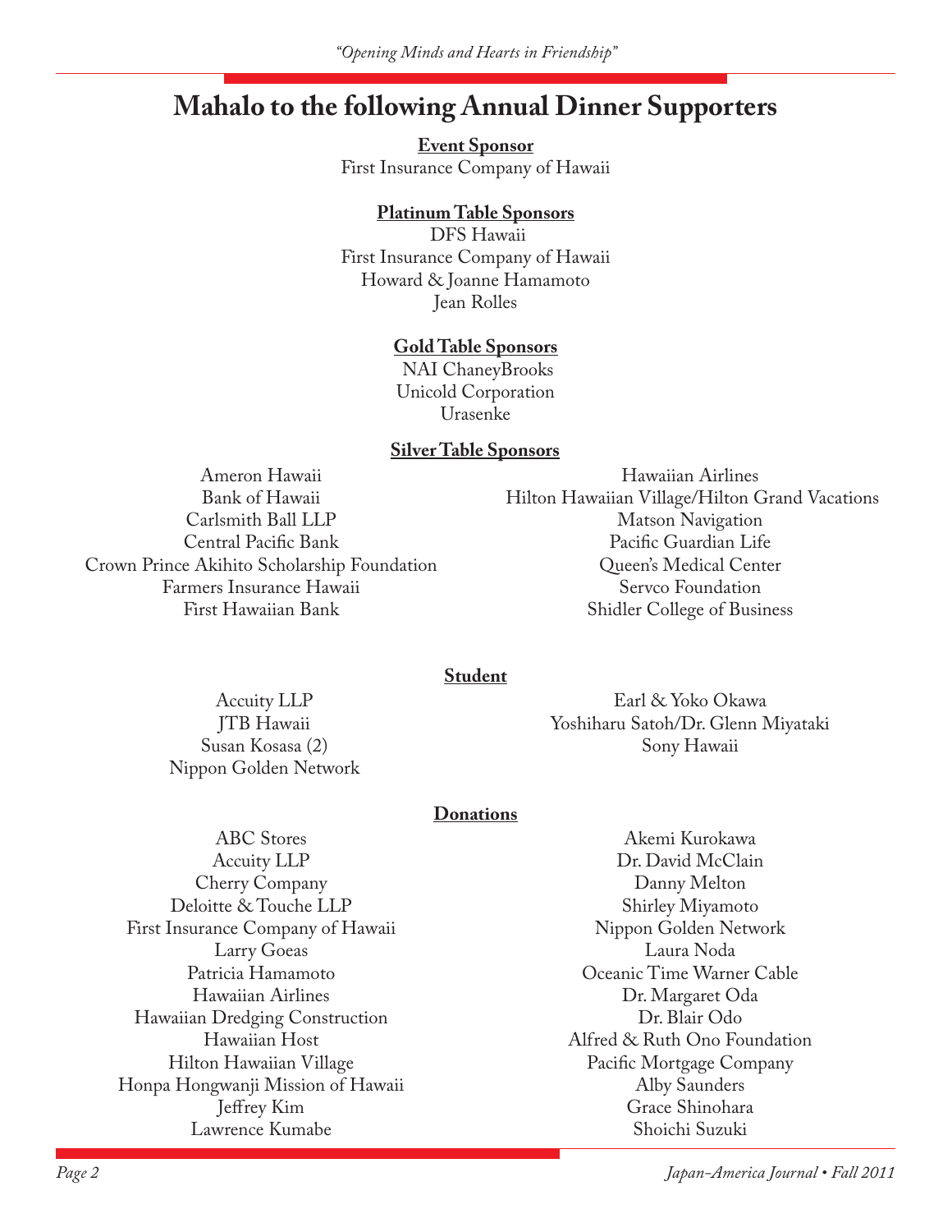# Mahalo to the following Annual Dinner Supporters

**Event Sponsor**

First Insurance Company of Hawaii

**Platinum Table Sponsors**

DFS Hawaii
First Insurance Company of Hawaii
Howard & Joanne Hamamoto
Jean Rolles

**Gold Table Sponsors**

NAI ChaneyBrooks
Unicold Corporation
Urasenke

**Silver Table Sponsors**

Ameron Hawaii
Bank of Hawaii
Carlsmith Ball LLP
Central Pacific Bank
Crown Prince Akihito Scholarship Foundation
Farmers Insurance Hawaii
First Hawaiian Bank
Hawaiian Airlines
Hilton Hawaiian Village/Hilton Grand Vacations
Matson Navigation
Pacific Guardian Life
Queen's Medical Center
Servco Foundation
Shidler College of Business

**Student**

Accuity LLP
JTB Hawaii
Susan Kosasa (2)
Nippon Golden Network
Earl & Yoko Okawa
Yoshiharu Satoh/Dr. Glenn Miyataki
Sony Hawaii

**Donations**

ABC Stores
Accuity LLP
Cherry Company
Deloitte & Touche LLP
First Insurance Company of Hawaii
Larry Goeas
Patricia Hamamoto
Hawaiian Airlines
Hawaiian Dredging Construction
Hawaiian Host
Hilton Hawaiian Village
Honpa Hongwanji Mission of Hawaii
Jeffrey Kim
Lawrence Kumabe
Akemi Kurokawa
Dr. David McClain
Danny Melton
Shirley Miyamoto
Nippon Golden Network
Laura Noda
Oceanic Time Warner Cable
Dr. Margaret Oda
Dr. Blair Odo
Alfred & Ruth Ono Foundation
Pacific Mortgage Company
Alby Saunders
Grace Shinohara
Shoichi Suzuki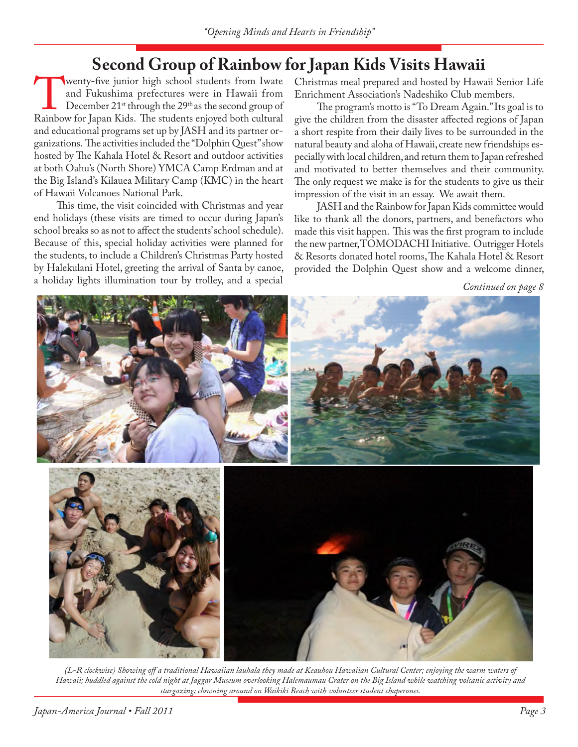# Second Group of Rainbow for Japan Kids Visits Hawaii

Twenty-five junior high school students from Iwate and Fukushima prefectures were in Hawaii from December 21st through the 29th as the second group of Rainbow for Japan Kids. The students enjoyed both cultural and educational programs set up by JASH and its partner organizations. The activities included the "Dolphin Quest" show hosted by The Kahala Hotel & Resort and outdoor activities at both Oahu's (North Shore) YMCA Camp Erdman and at the Big Island's Kilauea Military Camp (KMC) in the heart of Hawaii Volcanoes National Park.

This time, the visit coincided with Christmas and year end holidays (these visits are timed to occur during Japan's school breaks so as not to affect the students' school schedule). Because of this, special holiday activities were planned for the students, to include a Children's Christmas Party hosted by Halekulani Hotel, greeting the arrival of Santa by canoe, a holiday lights illumination tour by trolley, and a special Christmas meal prepared and hosted by Hawaii Senior Life Enrichment Association's Nadeshiko Club members.

The program's motto is "To Dream Again." Its goal is to give the children from the disaster affected regions of Japan a short respite from their daily lives to be surrounded in the natural beauty and aloha of Hawaii, create new friendships especially with local children, and return them to Japan refreshed and motivated to better themselves and their community. The only request we make is for the students to give us their impression of the visit in an essay. We await them.

JASH and the Rainbow for Japan Kids committee would like to thank all the donors, partners, and benefactors who made this visit happen. This was the first program to include the new partner, TOMODACHI Initiative. Outrigger Hotels & Resorts donated hotel rooms, The Kahala Hotel & Resort provided the Dolphin Quest show and a welcome dinner,

*Continued on page 8*

*(L-R clockwise) Showing off a traditional Hawaiian lauhala they made at Keauhou Hawaiian Cultural Center; enjoying the warm waters of Hawaii; huddled against the cold night at Jaggar Museum overlooking Halemaumau Crater on the Big Island while watching volcanic activity and stargazing; clowning around on Waikiki Beach with volunteer student chaperones.*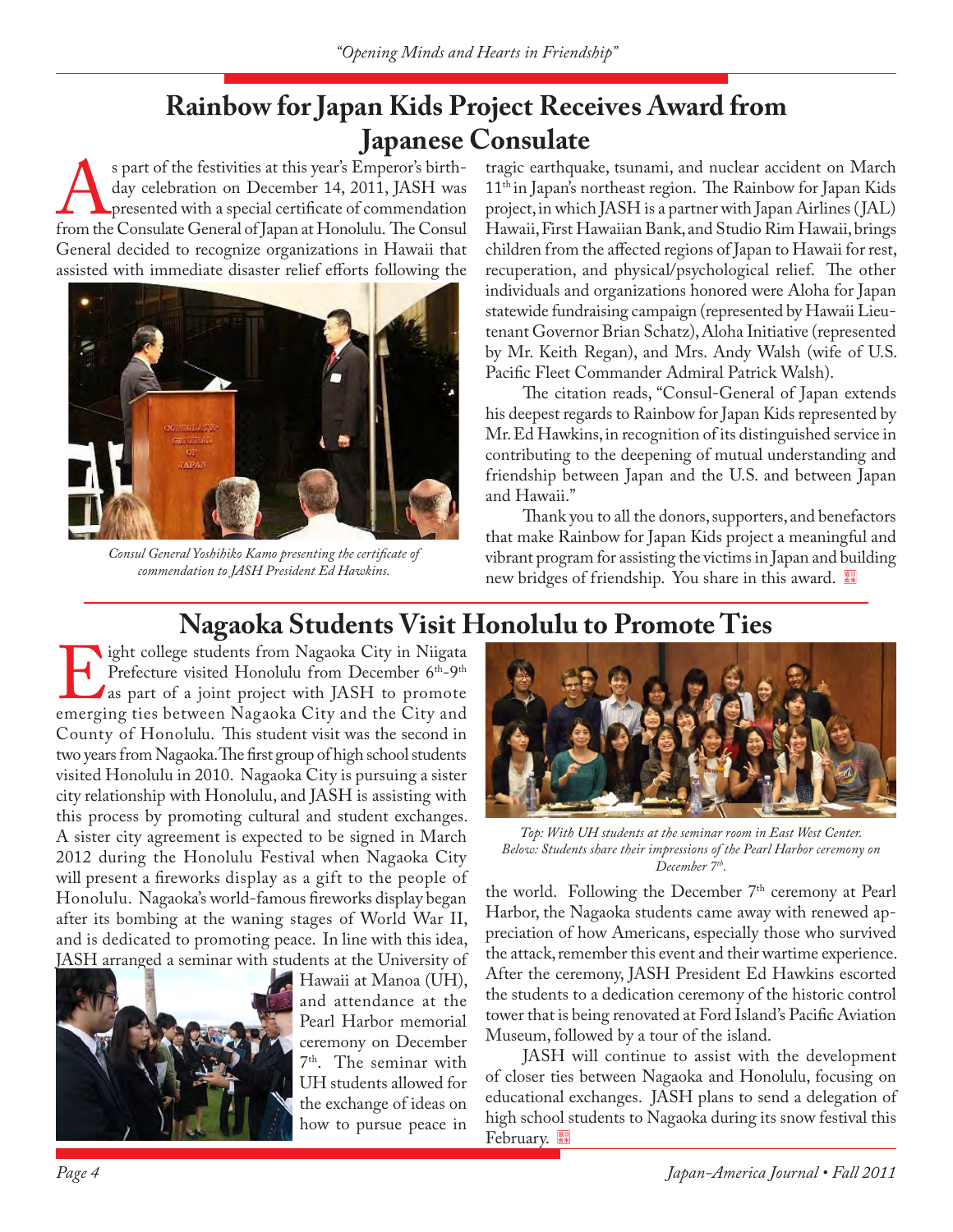## Rainbow for Japan Kids Project Receives Award from Japanese Consulate

As part of the festivities at this year's Emperor's birthday celebration on December 14, 2011, JASH was presented with a special certificate of commendation from the Consulate General of Japan at Honolulu. The Consul General decided to recognize organizations in Hawaii that assisted with immediate disaster relief efforts following the tragic earthquake, tsunami, and nuclear accident on March 11th in Japan's northeast region. The Rainbow for Japan Kids project, in which JASH is a partner with Japan Airlines (JAL) Hawaii, First Hawaiian Bank, and Studio Rim Hawaii, brings children from the affected regions of Japan to Hawaii for rest, recuperation, and physical/psychological relief. The other individuals and organizations honored were Aloha for Japan statewide fundraising campaign (represented by Hawaii Lieutenant Governor Brian Schatz), Aloha Initiative (represented by Mr. Keith Regan), and Mrs. Andy Walsh (wife of U.S. Pacific Fleet Commander Admiral Patrick Walsh).

*Consul General Yoshihiko Kamo presenting the certificate of commendation to JASH President Ed Hawkins.*

The citation reads, "Consul-General of Japan extends his deepest regards to Rainbow for Japan Kids represented by Mr. Ed Hawkins, in recognition of its distinguished service in contributing to the deepening of mutual understanding and friendship between Japan and the U.S. and between Japan and Hawaii."

Thank you to all the donors, supporters, and benefactors that make Rainbow for Japan Kids project a meaningful and vibrant program for assisting the victims in Japan and building new bridges of friendship. You share in this award.

## Nagaoka Students Visit Honolulu to Promote Ties

Eight college students from Nagaoka City in Niigata Prefecture visited Honolulu from December 6th-9th as part of a joint project with JASH to promote emerging ties between Nagaoka City and the City and County of Honolulu. This student visit was the second in two years from Nagaoka. The first group of high school students visited Honolulu in 2010. Nagaoka City is pursuing a sister city relationship with Honolulu, and JASH is assisting with this process by promoting cultural and student exchanges. A sister city agreement is expected to be signed in March 2012 during the Honolulu Festival when Nagaoka City will present a fireworks display as a gift to the people of Honolulu. Nagaoka's world-famous fireworks display began after its bombing at the waning stages of World War II, and is dedicated to promoting peace. In line with this idea, JASH arranged a seminar with students at the University of Hawaii at Manoa (UH), and attendance at the Pearl Harbor memorial ceremony on December 7th. The seminar with UH students allowed for the exchange of ideas on how to pursue peace in the world. Following the December 7th ceremony at Pearl Harbor, the Nagaoka students came away with renewed appreciation of how Americans, especially those who survived the attack, remember this event and their wartime experience. After the ceremony, JASH President Ed Hawkins escorted the students to a dedication ceremony of the historic control tower that is being renovated at Ford Island's Pacific Aviation Museum, followed by a tour of the island.

*Top: With UH students at the seminar room in East West Center. Below: Students share their impressions of the Pearl Harbor ceremony on December 7th.*

JASH will continue to assist with the development of closer ties between Nagaoka and Honolulu, focusing on educational exchanges. JASH plans to send a delegation of high school students to Nagaoka during its snow festival this February.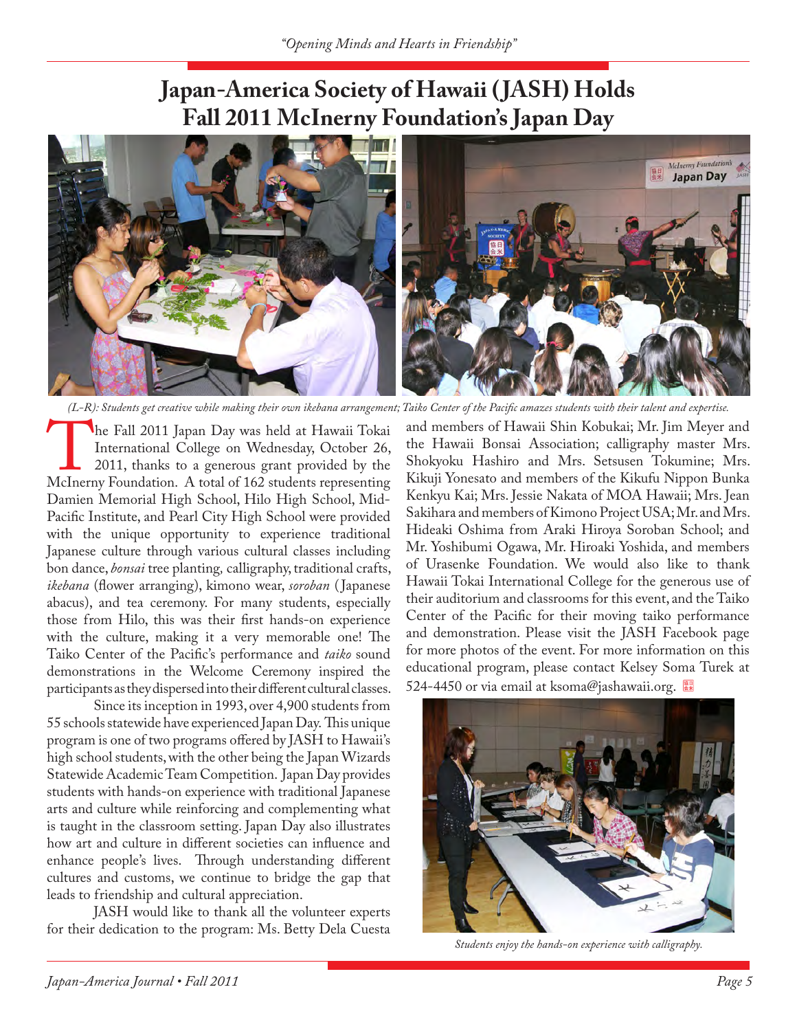# Japan-America Society of Hawaii (JASH) Holds Fall 2011 McInerny Foundation's Japan Day

*(L-R): Students get creative while making their own ikebana arrangement; Taiko Center of the Pacific amazes students with their talent and expertise.*

The Fall 2011 Japan Day was held at Hawaii Tokai International College on Wednesday, October 26, 2011, thanks to a generous grant provided by the McInerny Foundation. A total of 162 students representing Damien Memorial High School, Hilo High School, Mid-Pacific Institute, and Pearl City High School were provided with the unique opportunity to experience traditional Japanese culture through various cultural classes including bon dance, *bonsai* tree planting, calligraphy, traditional crafts, *ikebana* (flower arranging), kimono wear, *soroban* (Japanese abacus), and tea ceremony. For many students, especially those from Hilo, this was their first hands-on experience with the culture, making it a very memorable one! The Taiko Center of the Pacific's performance and *taiko* sound demonstrations in the Welcome Ceremony inspired the participants as they dispersed into their different cultural classes.

Since its inception in 1993, over 4,900 students from 55 schools statewide have experienced Japan Day. This unique program is one of two programs offered by JASH to Hawaii's high school students, with the other being the Japan Wizards Statewide Academic Team Competition. Japan Day provides students with hands-on experience with traditional Japanese arts and culture while reinforcing and complementing what is taught in the classroom setting. Japan Day also illustrates how art and culture in different societies can influence and enhance people's lives. Through understanding different cultures and customs, we continue to bridge the gap that leads to friendship and cultural appreciation.

JASH would like to thank all the volunteer experts for their dedication to the program: Ms. Betty Dela Cuesta and members of Hawaii Shin Kobukai; Mr. Jim Meyer and the Hawaii Bonsai Association; calligraphy master Mrs. Shokyoku Hashiro and Mrs. Setsusen Tokumine; Mrs. Kikuji Yonesato and members of the Kikufu Nippon Bunka Kenkyu Kai; Mrs. Jessie Nakata of MOA Hawaii; Mrs. Jean Sakihara and members of Kimono Project USA; Mr. and Mrs. Hideaki Oshima from Araki Hiroya Soroban School; and Mr. Yoshibumi Ogawa, Mr. Hiroaki Yoshida, and members of Urasenke Foundation. We would also like to thank Hawaii Tokai International College for the generous use of their auditorium and classrooms for this event, and the Taiko Center of the Pacific for their moving taiko performance and demonstration. Please visit the JASH Facebook page for more photos of the event. For more information on this educational program, please contact Kelsey Soma Turek at 524-4450 or via email at ksoma@jashawaii.org.

*Students enjoy the hands-on experience with calligraphy.*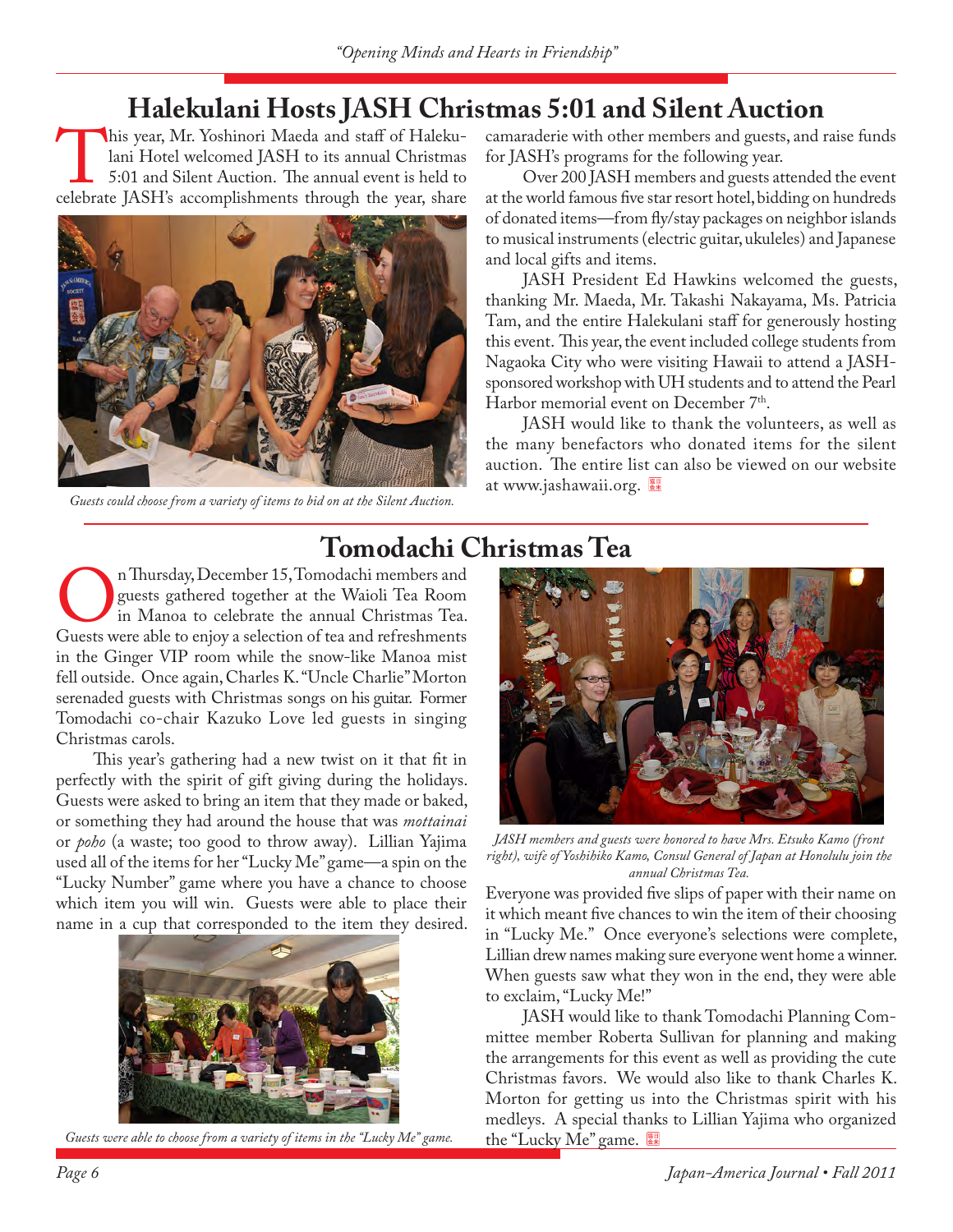# Halekulani Hosts JASH Christmas 5:01 and Silent Auction

This year, Mr. Yoshinori Maeda and staff of Halekulani Hotel welcomed JASH to its annual Christmas 5:01 and Silent Auction. The annual event is held to celebrate JASH's accomplishments through the year, share camaraderie with other members and guests, and raise funds for JASH's programs for the following year.

*Guests could choose from a variety of items to bid on at the Silent Auction.*

Over 200 JASH members and guests attended the event at the world famous five star resort hotel, bidding on hundreds of donated items—from fly/stay packages on neighbor islands to musical instruments (electric guitar, ukuleles) and Japanese and local gifts and items.

JASH President Ed Hawkins welcomed the guests, thanking Mr. Maeda, Mr. Takashi Nakayama, Ms. Patricia Tam, and the entire Halekulani staff for generously hosting this event. This year, the event included college students from Nagaoka City who were visiting Hawaii to attend a JASH-sponsored workshop with UH students and to attend the Pearl Harbor memorial event on December 7th.

JASH would like to thank the volunteers, as well as the many benefactors who donated items for the silent auction. The entire list can also be viewed on our website at www.jashawaii.org.

# Tomodachi Christmas Tea

On Thursday, December 15, Tomodachi members and guests gathered together at the Waioli Tea Room in Manoa to celebrate the annual Christmas Tea. Guests were able to enjoy a selection of tea and refreshments in the Ginger VIP room while the snow-like Manoa mist fell outside. Once again, Charles K. "Uncle Charlie" Morton serenaded guests with Christmas songs on his guitar. Former Tomodachi co-chair Kazuko Love led guests in singing Christmas carols.

This year's gathering had a new twist on it that fit in perfectly with the spirit of gift giving during the holidays. Guests were asked to bring an item that they made or baked, or something they had around the house that was *mottainai* or *poho* (a waste; too good to throw away). Lillian Yajima used all of the items for her "Lucky Me" game—a spin on the "Lucky Number" game where you have a chance to choose which item you will win. Guests were able to place their name in a cup that corresponded to the item they desired.

*Guests were able to choose from a variety of items in the "Lucky Me" game.*

*JASH members and guests were honored to have Mrs. Etsuko Kamo (front right), wife of Yoshihiko Kamo, Consul General of Japan at Honolulu join the annual Christmas Tea.*

Everyone was provided five slips of paper with their name on it which meant five chances to win the item of their choosing in "Lucky Me." Once everyone's selections were complete, Lillian drew names making sure everyone went home a winner. When guests saw what they won in the end, they were able to exclaim, "Lucky Me!"

JASH would like to thank Tomodachi Planning Committee member Roberta Sullivan for planning and making the arrangements for this event as well as providing the cute Christmas favors. We would also like to thank Charles K. Morton for getting us into the Christmas spirit with his medleys. A special thanks to Lillian Yajima who organized the "Lucky Me" game.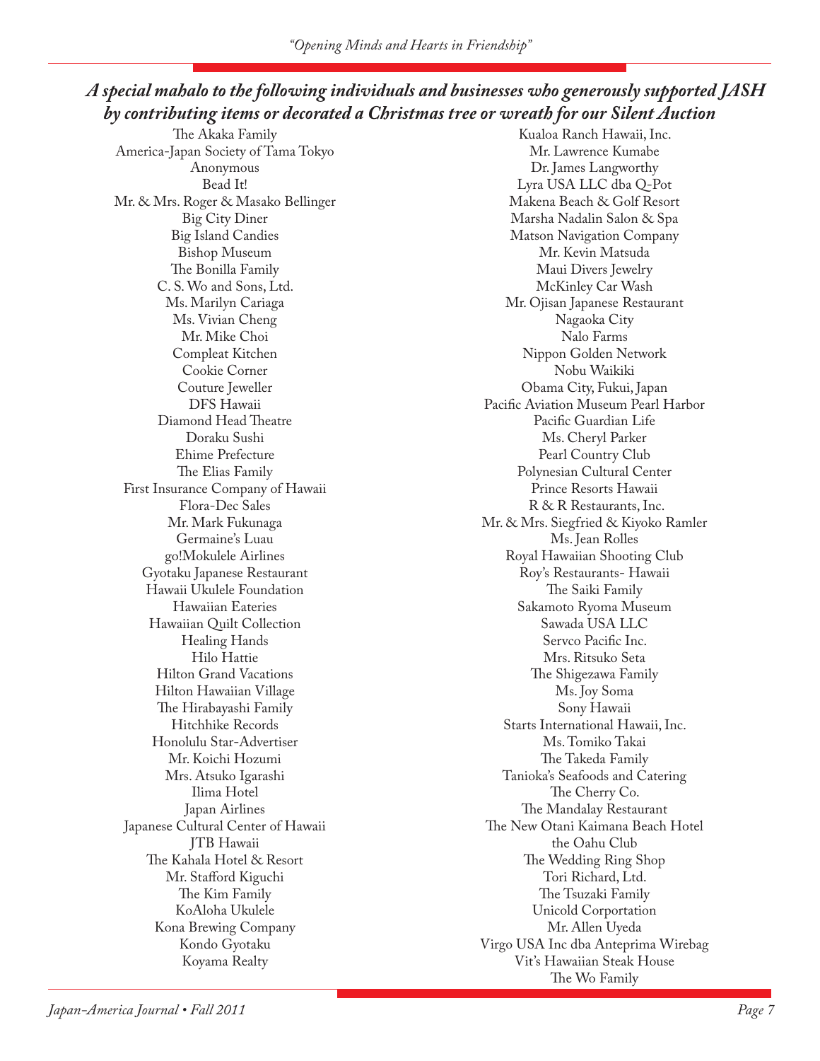## *A special mahalo to the following individuals and businesses who generously supported JASH by contributing items or decorated a Christmas tree or wreath for our Silent Auction*

The Akaka Family
America-Japan Society of Tama Tokyo
Anonymous
Bead It!
Mr. & Mrs. Roger & Masako Bellinger
Big City Diner
Big Island Candies
Bishop Museum
The Bonilla Family
C. S. Wo and Sons, Ltd.
Ms. Marilyn Cariaga
Ms. Vivian Cheng
Mr. Mike Choi
Compleat Kitchen
Cookie Corner
Couture Jeweller
DFS Hawaii
Diamond Head Theatre
Doraku Sushi
Ehime Prefecture
The Elias Family
First Insurance Company of Hawaii
Flora-Dec Sales
Mr. Mark Fukunaga
Germaine's Luau
go!Mokulele Airlines
Gyotaku Japanese Restaurant
Hawaii Ukulele Foundation
Hawaiian Eateries
Hawaiian Quilt Collection
Healing Hands
Hilo Hattie
Hilton Grand Vacations
Hilton Hawaiian Village
The Hirabayashi Family
Hitchhike Records
Honolulu Star-Advertiser
Mr. Koichi Hozumi
Mrs. Atsuko Igarashi
Ilima Hotel
Japan Airlines
Japanese Cultural Center of Hawaii
JTB Hawaii
The Kahala Hotel & Resort
Mr. Stafford Kiguchi
The Kim Family
KoAloha Ukulele
Kona Brewing Company
Kondo Gyotaku
Koyama Realty
Kualoa Ranch Hawaii, Inc.
Mr. Lawrence Kumabe
Dr. James Langworthy
Lyra USA LLC dba Q-Pot
Makena Beach & Golf Resort
Marsha Nadalin Salon & Spa
Matson Navigation Company
Mr. Kevin Matsuda
Maui Divers Jewelry
McKinley Car Wash
Mr. Ojisan Japanese Restaurant
Nagaoka City
Nalo Farms
Nippon Golden Network
Nobu Waikiki
Obama City, Fukui, Japan
Pacific Aviation Museum Pearl Harbor
Pacific Guardian Life
Ms. Cheryl Parker
Pearl Country Club
Polynesian Cultural Center
Prince Resorts Hawaii
R & R Restaurants, Inc.
Mr. & Mrs. Siegfried & Kiyoko Ramler
Ms. Jean Rolles
Royal Hawaiian Shooting Club
Roy's Restaurants- Hawaii
The Saiki Family
Sakamoto Ryoma Museum
Sawada USA LLC
Servco Pacific Inc.
Mrs. Ritsuko Seta
The Shigezawa Family
Ms. Joy Soma
Sony Hawaii
Starts International Hawaii, Inc.
Ms. Tomiko Takai
The Takeda Family
Tanioka's Seafoods and Catering
The Cherry Co.
The Mandalay Restaurant
The New Otani Kaimana Beach Hotel
the Oahu Club
The Wedding Ring Shop
Tori Richard, Ltd.
The Tsuzaki Family
Unicold Corportation
Mr. Allen Uyeda
Virgo USA Inc dba Anteprima Wirebag
Vit's Hawaiian Steak House
The Wo Family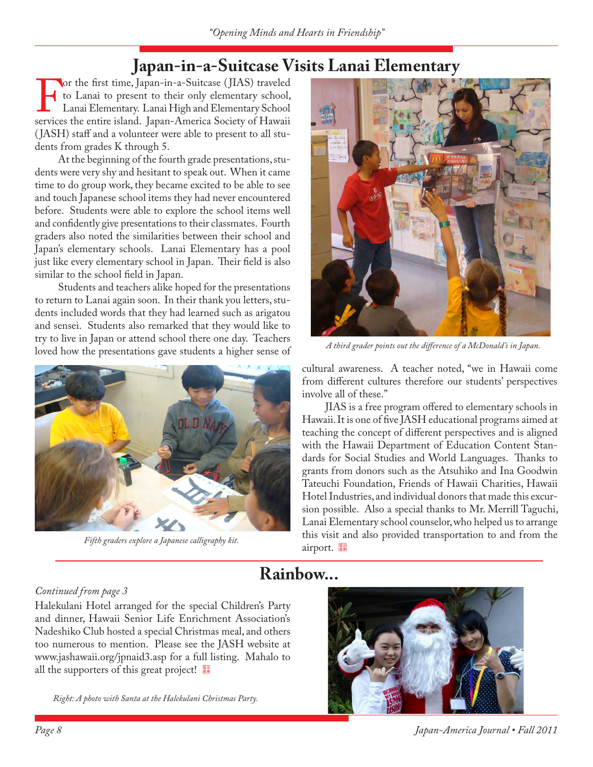## Japan-in-a-Suitcase Visits Lanai Elementary

For the first time, Japan-in-a-Suitcase (JIAS) traveled to Lanai to present to their only elementary school, Lanai Elementary. Lanai High and Elementary School services the entire island. Japan-America Society of Hawaii (JASH) staff and a volunteer were able to present to all students from grades K through 5.

At the beginning of the fourth grade presentations, students were very shy and hesitant to speak out. When it came time to do group work, they became excited to be able to see and touch Japanese school items they had never encountered before. Students were able to explore the school items well and confidently give presentations to their classmates. Fourth graders also noted the similarities between their school and Japan's elementary schools. Lanai Elementary has a pool just like every elementary school in Japan. Their field is also similar to the school field in Japan.

Students and teachers alike hoped for the presentations to return to Lanai again soon. In their thank you letters, students included words that they had learned such as arigatou and sensei. Students also remarked that they would like to try to live in Japan or attend school there one day. Teachers loved how the presentations gave students a higher sense of cultural awareness. A teacher noted, "we in Hawaii come from different cultures therefore our students' perspectives involve all of these."

*A third grader points out the difference of a McDonald's in Japan.*

*Fifth graders explore a Japanese calligraphy kit.*

JIAS is a free program offered to elementary schools in Hawaii. It is one of five JASH educational programs aimed at teaching the concept of different perspectives and is aligned with the Hawaii Department of Education Content Standards for Social Studies and World Languages. Thanks to grants from donors such as the Atsuhiko and Ina Goodwin Tateuchi Foundation, Friends of Hawaii Charities, Hawaii Hotel Industries, and individual donors that made this excursion possible. Also a special thanks to Mr. Merrill Taguchi, Lanai Elementary school counselor, who helped us to arrange this visit and also provided transportation to and from the airport.

## Rainbow...

*Continued from page 3*

Halekulani Hotel arranged for the special Children's Party and dinner, Hawaii Senior Life Enrichment Association's Nadeshiko Club hosted a special Christmas meal, and others too numerous to mention. Please see the JASH website at www.jashawaii.org/jpnaid3.asp for a full listing. Mahalo to all the supporters of this great project!

*Right: A photo with Santa at the Halekulani Christmas Party.*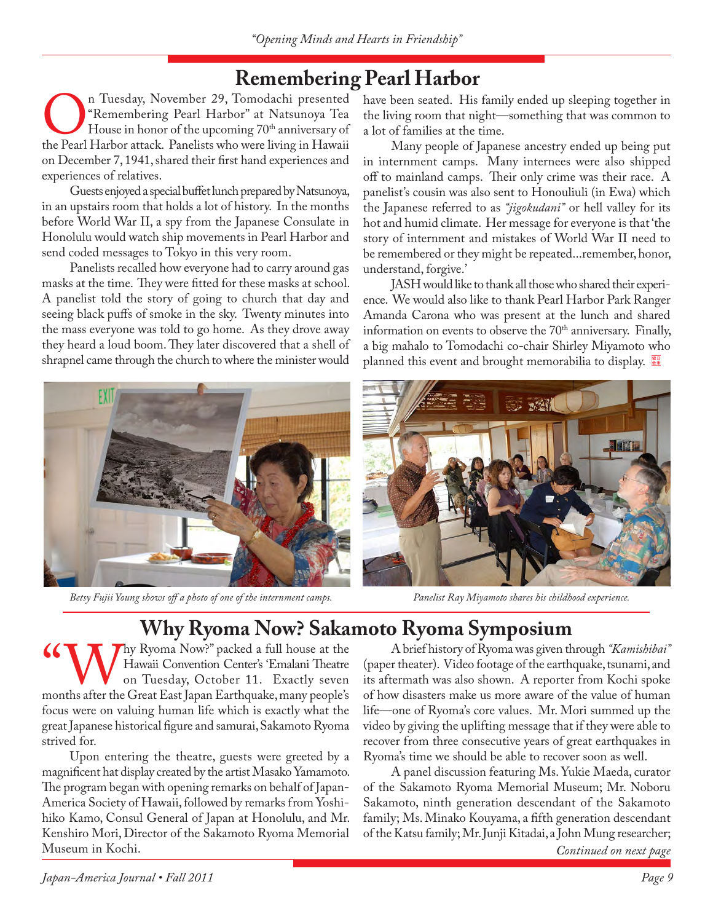## Remembering Pearl Harbor

On Tuesday, November 29, Tomodachi presented "Remembering Pearl Harbor" at Natsunoya Tea House in honor of the upcoming 70th anniversary of the Pearl Harbor attack. Panelists who were living in Hawaii on December 7, 1941, shared their first hand experiences and experiences of relatives.

Guests enjoyed a special buffet lunch prepared by Natsunoya, in an upstairs room that holds a lot of history. In the months before World War II, a spy from the Japanese Consulate in Honolulu would watch ship movements in Pearl Harbor and send coded messages to Tokyo in this very room.

Panelists recalled how everyone had to carry around gas masks at the time. They were fitted for these masks at school. A panelist told the story of going to church that day and seeing black puffs of smoke in the sky. Twenty minutes into the mass everyone was told to go home. As they drove away they heard a loud boom. They later discovered that a shell of shrapnel came through the church to where the minister would have been seated. His family ended up sleeping together in the living room that night—something that was common to a lot of families at the time.

Many people of Japanese ancestry ended up being put in internment camps. Many internees were also shipped off to mainland camps. Their only crime was their race. A panelist's cousin was also sent to Honouliuli (in Ewa) which the Japanese referred to as *"jigokudani"* or hell valley for its hot and humid climate. Her message for everyone is that 'the story of internment and mistakes of World War II need to be remembered or they might be repeated...remember, honor, understand, forgive.'

JASH would like to thank all those who shared their experience. We would also like to thank Pearl Harbor Park Ranger Amanda Carona who was present at the lunch and shared information on events to observe the 70th anniversary. Finally, a big mahalo to Tomodachi co-chair Shirley Miyamoto who planned this event and brought memorabilia to display.

*Betsy Fujii Young shows off a photo of one of the internment camps.*

*Panelist Ray Miyamoto shares his childhood experience.*

## Why Ryoma Now? Sakamoto Ryoma Symposium

"Why Ryoma Now?" packed a full house at the Hawaii Convention Center's 'Emalani Theatre on Tuesday, October 11. Exactly seven months after the Great East Japan Earthquake, many people's focus were on valuing human life which is exactly what the great Japanese historical figure and samurai, Sakamoto Ryoma strived for.

Upon entering the theatre, guests were greeted by a magnificent hat display created by the artist Masako Yamamoto. The program began with opening remarks on behalf of Japan-America Society of Hawaii, followed by remarks from Yoshihiko Kamo, Consul General of Japan at Honolulu, and Mr. Kenshiro Mori, Director of the Sakamoto Ryoma Memorial Museum in Kochi.

A brief history of Ryoma was given through *"Kamishibai"* (paper theater). Video footage of the earthquake, tsunami, and its aftermath was also shown. A reporter from Kochi spoke of how disasters make us more aware of the value of human life—one of Ryoma's core values. Mr. Mori summed up the video by giving the uplifting message that if they were able to recover from three consecutive years of great earthquakes in Ryoma's time we should be able to recover soon as well.

A panel discussion featuring Ms. Yukie Maeda, curator of the Sakamoto Ryoma Memorial Museum; Mr. Noboru Sakamoto, ninth generation descendant of the Sakamoto family; Ms. Minako Kouyama, a fifth generation descendant of the Katsu family; Mr. Junji Kitadai, a John Mung researcher;

*Continued on next page*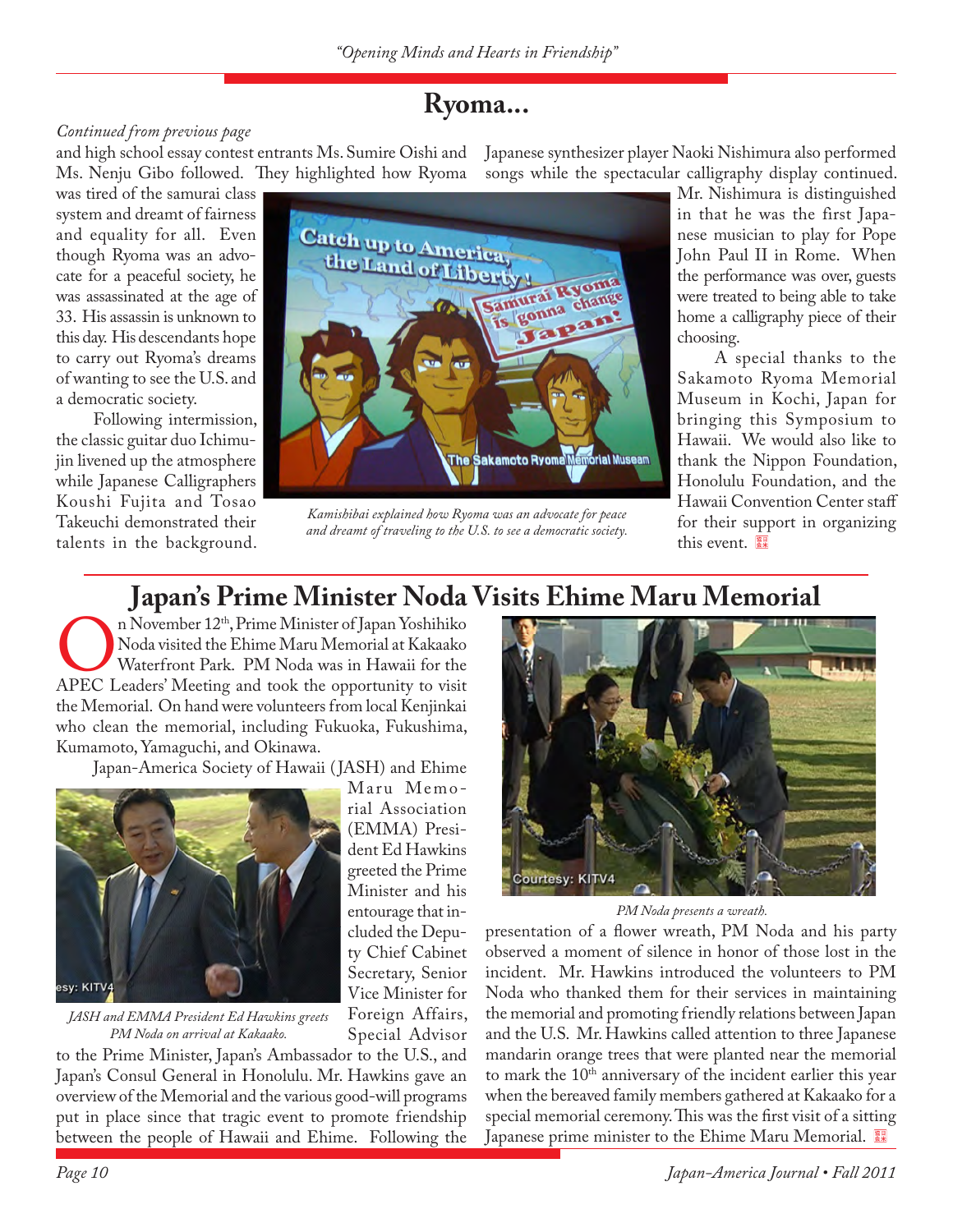## Ryoma...

*Continued from previous page*

and high school essay contest entrants Ms. Sumire Oishi and Ms. Nenju Gibo followed. They highlighted how Ryoma was tired of the samurai class system and dreamt of fairness and equality for all. Even though Ryoma was an advocate for a peaceful society, he was assassinated at the age of 33. His assassin is unknown to this day. His descendants hope to carry out Ryoma's dreams of wanting to see the U.S. and a democratic society.

Following intermission, the classic guitar duo Ichimujin livened up the atmosphere while Japanese Calligraphers Koushi Fujita and Tosao Takeuchi demonstrated their talents in the background.

*Kamishibai explained how Ryoma was an advocate for peace and dreamt of traveling to the U.S. to see a democratic society.*

Japanese synthesizer player Naoki Nishimura also performed songs while the spectacular calligraphy display continued. Mr. Nishimura is distinguished in that he was the first Japanese musician to play for Pope John Paul II in Rome. When the performance was over, guests were treated to being able to take home a calligraphy piece of their choosing.

A special thanks to the Sakamoto Ryoma Memorial Museum in Kochi, Japan for bringing this Symposium to Hawaii. We would also like to thank the Nippon Foundation, Honolulu Foundation, and the Hawaii Convention Center staff for their support in organizing this event.

## Japan's Prime Minister Noda Visits Ehime Maru Memorial

On November 12th, Prime Minister of Japan Yoshihiko Noda visited the Ehime Maru Memorial at Kakaako Waterfront Park. PM Noda was in Hawaii for the APEC Leaders' Meeting and took the opportunity to visit the Memorial. On hand were volunteers from local Kenjinkai who clean the memorial, including Fukuoka, Fukushima, Kumamoto, Yamaguchi, and Okinawa.

Japan-America Society of Hawaii (JASH) and Ehime Maru Memorial Association (EMMA) President Ed Hawkins greeted the Prime Minister and his entourage that included the Deputy Chief Cabinet Secretary, Senior Vice Minister for Foreign Affairs, Special Advisor to the Prime Minister, Japan's Ambassador to the U.S., and Japan's Consul General in Honolulu. Mr. Hawkins gave an overview of the Memorial and the various good-will programs put in place since that tragic event to promote friendship between the people of Hawaii and Ehime. Following the presentation of a flower wreath, PM Noda and his party observed a moment of silence in honor of those lost in the incident. Mr. Hawkins introduced the volunteers to PM Noda who thanked them for their services in maintaining the memorial and promoting friendly relations between Japan and the U.S. Mr. Hawkins called attention to three Japanese mandarin orange trees that were planted near the memorial to mark the 10th anniversary of the incident earlier this year when the bereaved family members gathered at Kakaako for a special memorial ceremony. This was the first visit of a sitting Japanese prime minister to the Ehime Maru Memorial.

*JASH and EMMA President Ed Hawkins greets PM Noda on arrival at Kakaako.*

*PM Noda presents a wreath.*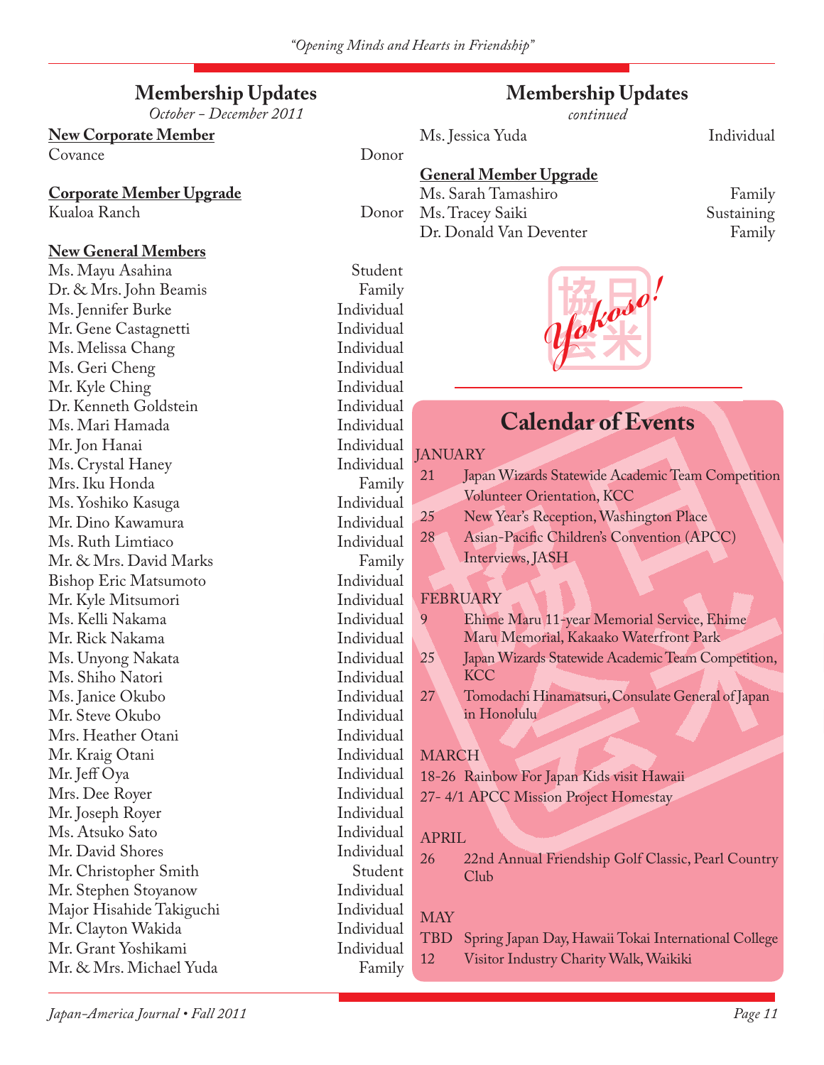## Membership Updates

*October – December 2011*

**New Corporate Member**

| | |
|---|---|
| Covance | Donor |

**Corporate Member Upgrade**

| | |
|---|---|
| Kualoa Ranch | Donor |

**New General Members**

| | |
|---|---|
| Ms. Mayu Asahina | Student |
| Dr. & Mrs. John Beamis | Family |
| Ms. Jennifer Burke | Individual |
| Mr. Gene Castagnetti | Individual |
| Ms. Melissa Chang | Individual |
| Ms. Geri Cheng | Individual |
| Mr. Kyle Ching | Individual |
| Dr. Kenneth Goldstein | Individual |
| Ms. Mari Hamada | Individual |
| Mr. Jon Hanai | Individual |
| Ms. Crystal Haney | Individual |
| Mrs. Iku Honda | Family |
| Ms. Yoshiko Kasuga | Individual |
| Mr. Dino Kawamura | Individual |
| Ms. Ruth Limtiaco | Individual |
| Mr. & Mrs. David Marks | Family |
| Bishop Eric Matsumoto | Individual |
| Mr. Kyle Mitsumori | Individual |
| Ms. Kelli Nakama | Individual |
| Mr. Rick Nakama | Individual |
| Ms. Unyong Nakata | Individual |
| Ms. Shiho Natori | Individual |
| Ms. Janice Okubo | Individual |
| Mr. Steve Okubo | Individual |
| Mrs. Heather Otani | Individual |
| Mr. Kraig Otani | Individual |
| Mr. Jeff Oya | Individual |
| Mrs. Dee Royer | Individual |
| Mr. Joseph Royer | Individual |
| Ms. Atsuko Sato | Individual |
| Mr. David Shores | Individual |
| Mr. Christopher Smith | Student |
| Mr. Stephen Stoyanow | Individual |
| Major Hisahide Takiguchi | Individual |
| Mr. Clayton Wakida | Individual |
| Mr. Grant Yoshikami | Individual |
| Mr. & Mrs. Michael Yuda | Family |
| Ms. Jessica Yuda | Individual |

**General Member Upgrade**

| | |
|---|---|
| Ms. Sarah Tamashiro | Family |
| Ms. Tracey Saiki | Sustaining |
| Dr. Donald Van Deventer | Family |

*Yokoso!*

## Calendar of Events

**JANUARY**

- 21 Japan Wizards Statewide Academic Team Competition Volunteer Orientation, KCC
- 25 New Year's Reception, Washington Place
- 28 Asian-Pacific Children's Convention (APCC) Interviews, JASH

**FEBRUARY**

- 9 Ehime Maru 11-year Memorial Service, Ehime Maru Memorial, Kakaako Waterfront Park
- 25 Japan Wizards Statewide Academic Team Competition, KCC
- 27 Tomodachi Hinamatsuri, Consulate General of Japan in Honolulu

**MARCH**

- 18-26 Rainbow For Japan Kids visit Hawaii
- 27- 4/1 APCC Mission Project Homestay

**APRIL**

- 26 22nd Annual Friendship Golf Classic, Pearl Country Club

**MAY**

- TBD Spring Japan Day, Hawaii Tokai International College
- 12 Visitor Industry Charity Walk, Waikiki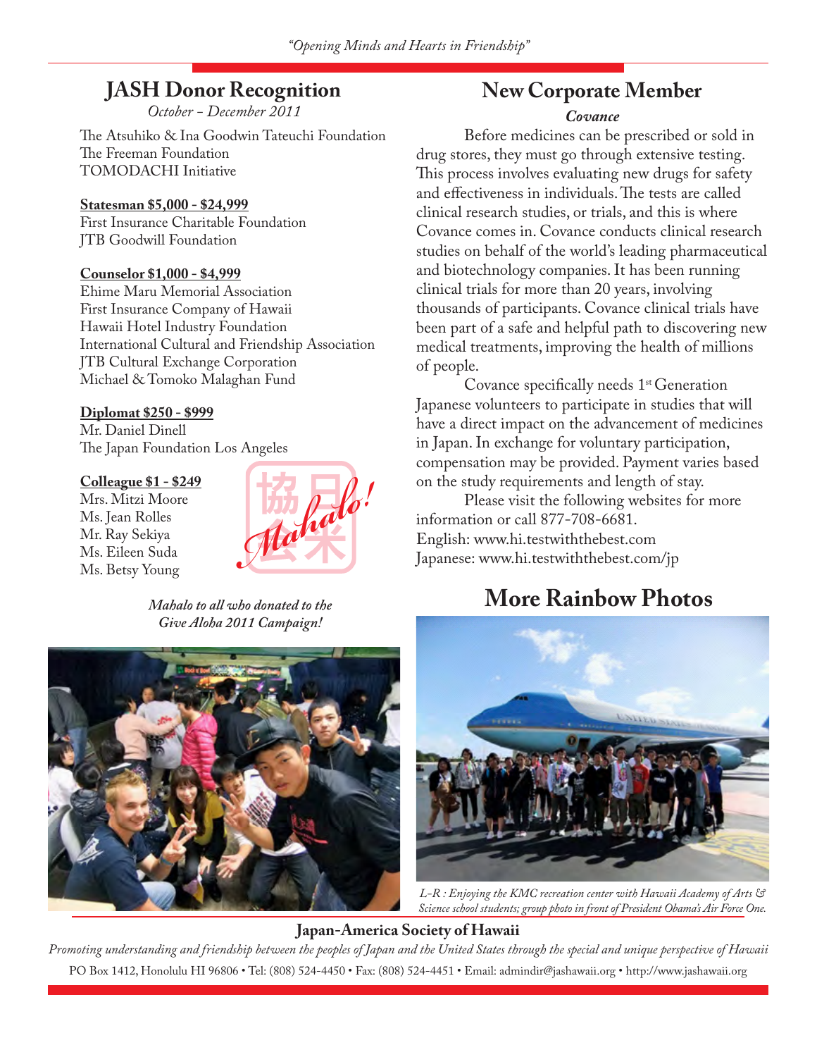## JASH Donor Recognition

*October – December 2011*

The Atsuhiko & Ina Goodwin Tateuchi Foundation
The Freeman Foundation
TOMODACHI Initiative

**Statesman $5,000 - $24,999**
First Insurance Charitable Foundation
JTB Goodwill Foundation

**Counselor $1,000 - $4,999**
Ehime Maru Memorial Association
First Insurance Company of Hawaii
Hawaii Hotel Industry Foundation
International Cultural and Friendship Association
JTB Cultural Exchange Corporation
Michael & Tomoko Malaghan Fund

**Diplomat $250 - $999**
Mr. Daniel Dinell
The Japan Foundation Los Angeles

**Colleague $1 - $249**
Mrs. Mitzi Moore
Ms. Jean Rolles
Mr. Ray Sekiya
Ms. Eileen Suda
Ms. Betsy Young

Mahalo!

*Mahalo to all who donated to the Give Aloha 2011 Campaign!*

## New Corporate Member

***Covance***

Before medicines can be prescribed or sold in drug stores, they must go through extensive testing. This process involves evaluating new drugs for safety and effectiveness in individuals. The tests are called clinical research studies, or trials, and this is where Covance comes in. Covance conducts clinical research studies on behalf of the world's leading pharmaceutical and biotechnology companies. It has been running clinical trials for more than 20 years, involving thousands of participants. Covance clinical trials have been part of a safe and helpful path to discovering new medical treatments, improving the health of millions of people.

Covance specifically needs 1st Generation Japanese volunteers to participate in studies that will have a direct impact on the advancement of medicines in Japan. In exchange for voluntary participation, compensation may be provided. Payment varies based on the study requirements and length of stay.

Please visit the following websites for more information or call 877-708-6681.
English: www.hi.testwiththebest.com
Japanese: www.hi.testwiththebest.com/jp

## More Rainbow Photos

*L-R : Enjoying the KMC recreation center with Hawaii Academy of Arts & Science school students; group photo in front of President Obama's Air Force One.*

**Japan-America Society of Hawaii**

*Promoting understanding and friendship between the peoples of Japan and the United States through the special and unique perspective of Hawaii*

PO Box 1412, Honolulu HI 96806 • Tel: (808) 524-4450 • Fax: (808) 524-4451 • Email: admindir@jashawaii.org • http://www.jashawaii.org